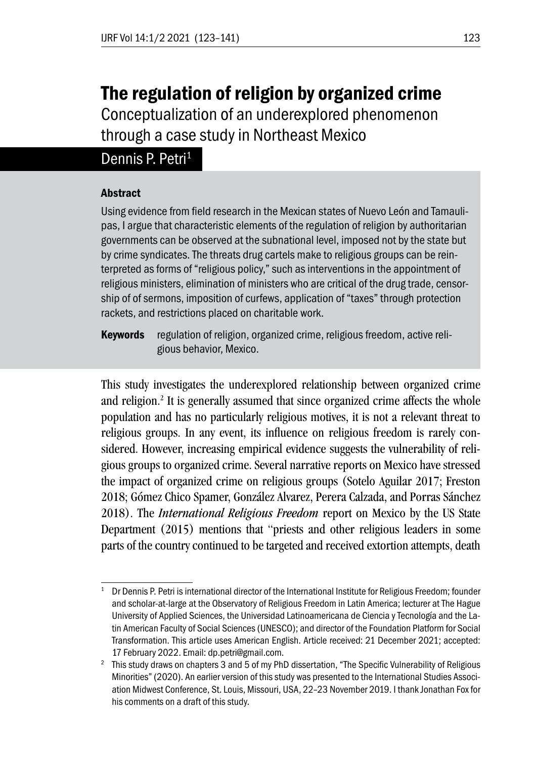# The regulation of religion by organized crime

## Conceptualization of an underexplored phenomenon through a case study in Northeast Mexico

Dennis P. Petri[1]

### Abstract

Using evidence from field research in the Mexican states of Nuevo León and Tamaulipas, I argue that characteristic elements of the regulation of religion by authoritarian governments can be observed at the subnational level, imposed not by the state but by crime syndicates. The threats drug cartels make to religious groups can be reinterpreted as forms of "religious policy," such as interventions in the appointment of religious ministers, elimination of ministers who are critical of the drug trade, censorship of of sermons, imposition of curfews, application of "taxes" through protection rackets, and restrictions placed on charitable work.

**Keywords** regulation of religion, organized crime, religious freedom, active religious behavior, Mexico.

This study investigates the underexplored relationship between organized crime and religion.[2] It is generally assumed that since organized crime affects the whole population and has no particularly religious motives, it is not a relevant threat to religious groups. In any event, its influence on religious freedom is rarely considered. However, increasing empirical evidence suggests the vulnerability of religious groups to organized crime. Several narrative reports on Mexico have stressed the impact of organized crime on religious groups (Sotelo Aguilar 2017; Freston 2018; Gómez Chico Spamer, González Alvarez, Perera Calzada, and Porras Sánchez 2018). The *International Religious Freedom* report on Mexico by the US State Department (2015) mentions that "priests and other religious leaders in some parts of the country continued to be targeted and received extortion attempts, death

---

[1] Dr Dennis P. Petri is international director of the International Institute for Religious Freedom; founder and scholar-at-large at the Observatory of Religious Freedom in Latin America; lecturer at The Hague University of Applied Sciences, the Universidad Latinoamericana de Ciencia y Tecnología and the Latin American Faculty of Social Sciences (UNESCO); and director of the Foundation Platform for Social Transformation. This article uses American English. Article received: 21 December 2021; accepted: 17 February 2022. Email: dp.petri@gmail.com.

[2] This study draws on chapters 3 and 5 of my PhD dissertation, "The Specific Vulnerability of Religious Minorities" (2020). An earlier version of this study was presented to the International Studies Association Midwest Conference, St. Louis, Missouri, USA, 22–23 November 2019. I thank Jonathan Fox for his comments on a draft of this study.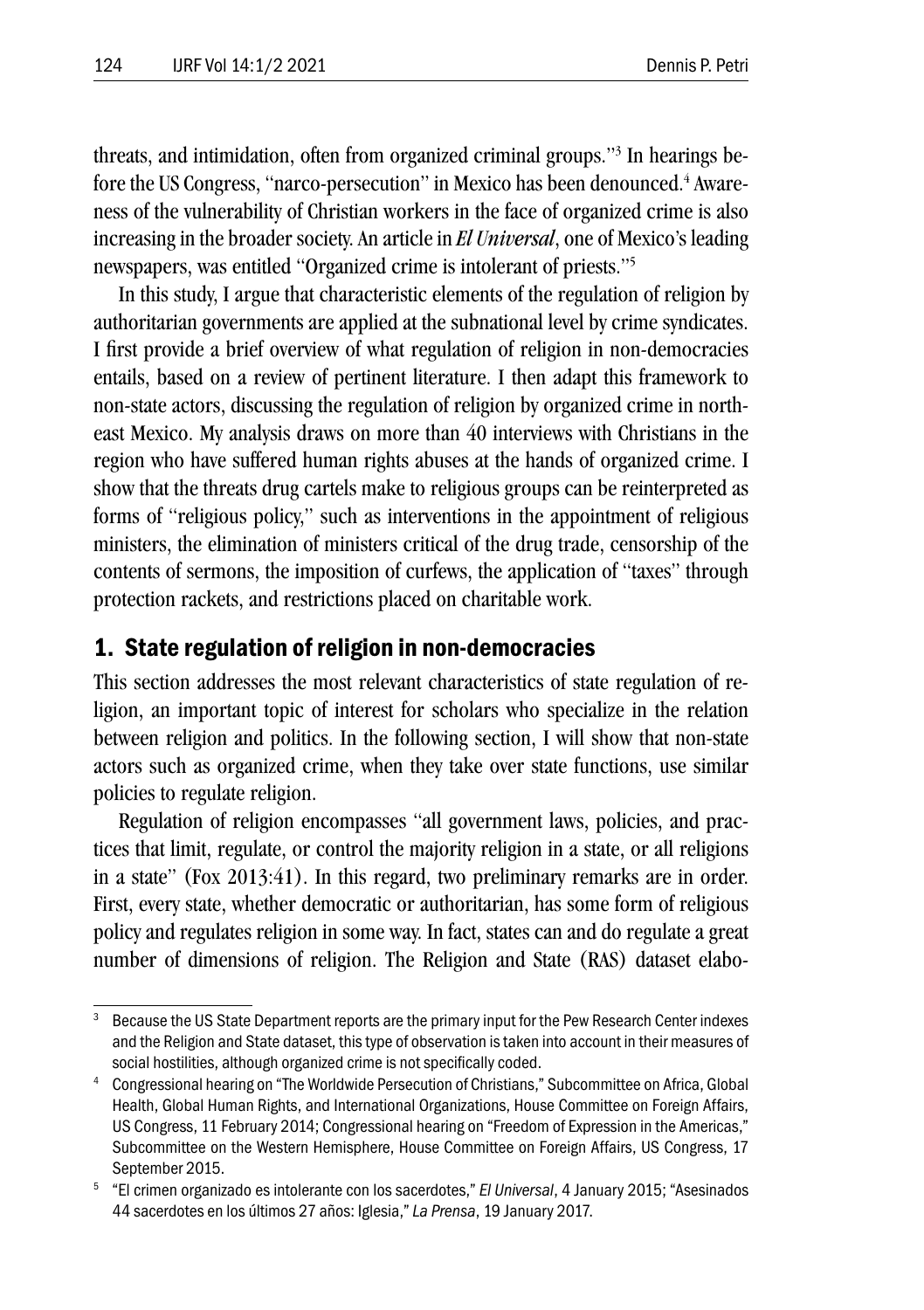threats, and intimidation, often from organized criminal groups."[3] In hearings before the US Congress, "narco-persecution" in Mexico has been denounced.[4] Awareness of the vulnerability of Christian workers in the face of organized crime is also increasing in the broader society. An article in *El Universal*, one of Mexico's leading newspapers, was entitled "Organized crime is intolerant of priests."[5]

In this study, I argue that characteristic elements of the regulation of religion by authoritarian governments are applied at the subnational level by crime syndicates. I first provide a brief overview of what regulation of religion in non-democracies entails, based on a review of pertinent literature. I then adapt this framework to non-state actors, discussing the regulation of religion by organized crime in northeast Mexico. My analysis draws on more than 40 interviews with Christians in the region who have suffered human rights abuses at the hands of organized crime. I show that the threats drug cartels make to religious groups can be reinterpreted as forms of "religious policy," such as interventions in the appointment of religious ministers, the elimination of ministers critical of the drug trade, censorship of the contents of sermons, the imposition of curfews, the application of "taxes" through protection rackets, and restrictions placed on charitable work.

## 1. State regulation of religion in non-democracies

This section addresses the most relevant characteristics of state regulation of religion, an important topic of interest for scholars who specialize in the relation between religion and politics. In the following section, I will show that non-state actors such as organized crime, when they take over state functions, use similar policies to regulate religion.

Regulation of religion encompasses "all government laws, policies, and practices that limit, regulate, or control the majority religion in a state, or all religions in a state" (Fox 2013:41). In this regard, two preliminary remarks are in order. First, every state, whether democratic or authoritarian, has some form of religious policy and regulates religion in some way. In fact, states can and do regulate a great number of dimensions of religion. The Religion and State (RAS) dataset elabo-

---

[3] Because the US State Department reports are the primary input for the Pew Research Center indexes and the Religion and State dataset, this type of observation is taken into account in their measures of social hostilities, although organized crime is not specifically coded.

[4] Congressional hearing on "The Worldwide Persecution of Christians," Subcommittee on Africa, Global Health, Global Human Rights, and International Organizations, House Committee on Foreign Affairs, US Congress, 11 February 2014; Congressional hearing on "Freedom of Expression in the Americas," Subcommittee on the Western Hemisphere, House Committee on Foreign Affairs, US Congress, 17 September 2015.

[5] "El crimen organizado es intolerante con los sacerdotes," *El Universal*, 4 January 2015; "Asesinados 44 sacerdotes en los últimos 27 años: Iglesia," *La Prensa*, 19 January 2017.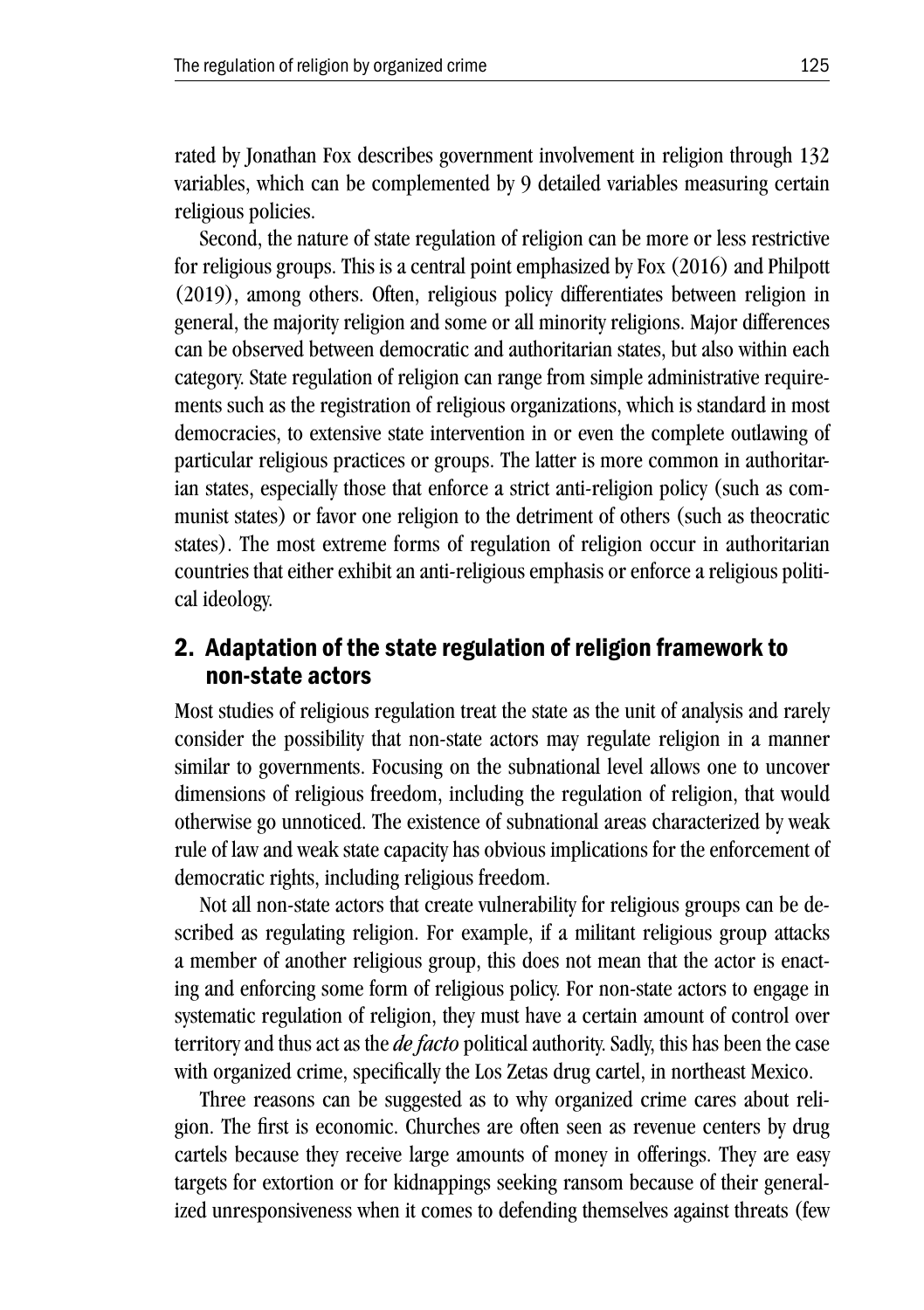rated by Jonathan Fox describes government involvement in religion through 132 variables, which can be complemented by 9 detailed variables measuring certain religious policies.

Second, the nature of state regulation of religion can be more or less restrictive for religious groups. This is a central point emphasized by Fox (2016) and Philpott (2019), among others. Often, religious policy differentiates between religion in general, the majority religion and some or all minority religions. Major differences can be observed between democratic and authoritarian states, but also within each category. State regulation of religion can range from simple administrative requirements such as the registration of religious organizations, which is standard in most democracies, to extensive state intervention in or even the complete outlawing of particular religious practices or groups. The latter is more common in authoritarian states, especially those that enforce a strict anti-religion policy (such as communist states) or favor one religion to the detriment of others (such as theocratic states). The most extreme forms of regulation of religion occur in authoritarian countries that either exhibit an anti-religious emphasis or enforce a religious political ideology.

## 2. Adaptation of the state regulation of religion framework to non-state actors

Most studies of religious regulation treat the state as the unit of analysis and rarely consider the possibility that non-state actors may regulate religion in a manner similar to governments. Focusing on the subnational level allows one to uncover dimensions of religious freedom, including the regulation of religion, that would otherwise go unnoticed. The existence of subnational areas characterized by weak rule of law and weak state capacity has obvious implications for the enforcement of democratic rights, including religious freedom.

Not all non-state actors that create vulnerability for religious groups can be described as regulating religion. For example, if a militant religious group attacks a member of another religious group, this does not mean that the actor is enacting and enforcing some form of religious policy. For non-state actors to engage in systematic regulation of religion, they must have a certain amount of control over territory and thus act as the *de facto* political authority. Sadly, this has been the case with organized crime, specifically the Los Zetas drug cartel, in northeast Mexico.

Three reasons can be suggested as to why organized crime cares about religion. The first is economic. Churches are often seen as revenue centers by drug cartels because they receive large amounts of money in offerings. They are easy targets for extortion or for kidnappings seeking ransom because of their generalized unresponsiveness when it comes to defending themselves against threats (few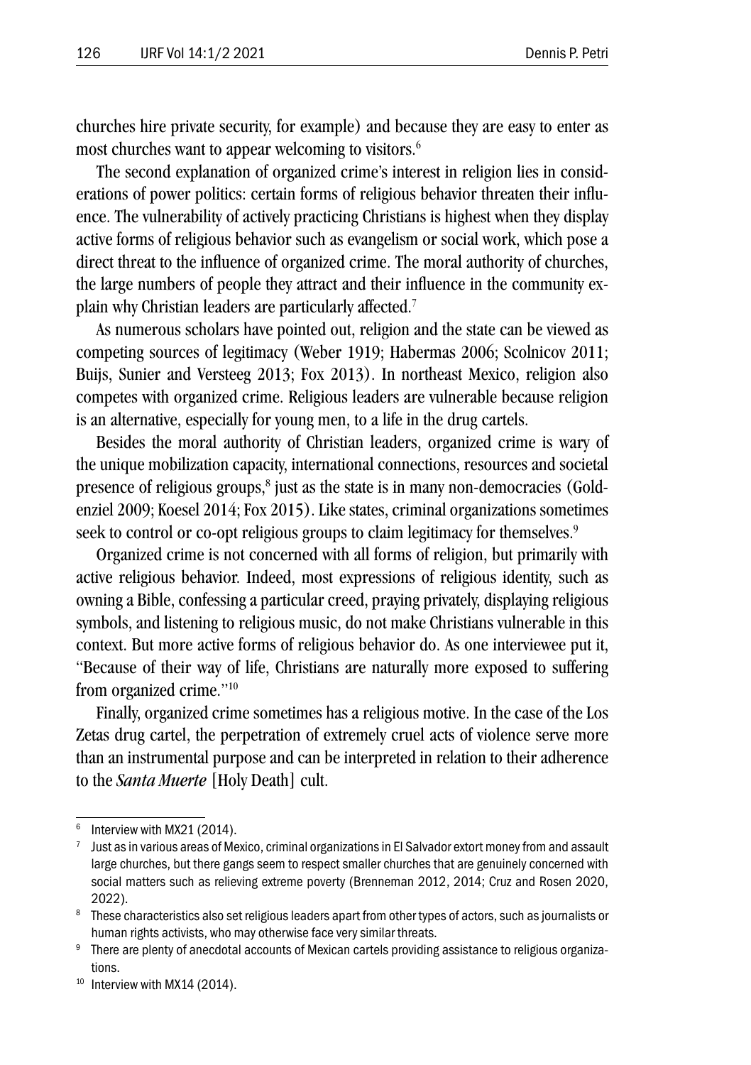churches hire private security, for example) and because they are easy to enter as most churches want to appear welcoming to visitors.[6]

The second explanation of organized crime's interest in religion lies in considerations of power politics: certain forms of religious behavior threaten their influence. The vulnerability of actively practicing Christians is highest when they display active forms of religious behavior such as evangelism or social work, which pose a direct threat to the influence of organized crime. The moral authority of churches, the large numbers of people they attract and their influence in the community explain why Christian leaders are particularly affected.[7]

As numerous scholars have pointed out, religion and the state can be viewed as competing sources of legitimacy (Weber 1919; Habermas 2006; Scolnicov 2011; Buijs, Sunier and Versteeg 2013; Fox 2013). In northeast Mexico, religion also competes with organized crime. Religious leaders are vulnerable because religion is an alternative, especially for young men, to a life in the drug cartels.

Besides the moral authority of Christian leaders, organized crime is wary of the unique mobilization capacity, international connections, resources and societal presence of religious groups,[8] just as the state is in many non-democracies (Goldenziel 2009; Koesel 2014; Fox 2015). Like states, criminal organizations sometimes seek to control or co-opt religious groups to claim legitimacy for themselves.[9]

Organized crime is not concerned with all forms of religion, but primarily with active religious behavior. Indeed, most expressions of religious identity, such as owning a Bible, confessing a particular creed, praying privately, displaying religious symbols, and listening to religious music, do not make Christians vulnerable in this context. But more active forms of religious behavior do. As one interviewee put it, "Because of their way of life, Christians are naturally more exposed to suffering from organized crime."[10]

Finally, organized crime sometimes has a religious motive. In the case of the Los Zetas drug cartel, the perpetration of extremely cruel acts of violence serve more than an instrumental purpose and can be interpreted in relation to their adherence to the ***Santa Muerte*** [Holy Death] cult.

---

[6] Interview with MX21 (2014).

[7] Just as in various areas of Mexico, criminal organizations in El Salvador extort money from and assault large churches, but there gangs seem to respect smaller churches that are genuinely concerned with social matters such as relieving extreme poverty (Brenneman 2012, 2014; Cruz and Rosen 2020, 2022).

[8] These characteristics also set religious leaders apart from other types of actors, such as journalists or human rights activists, who may otherwise face very similar threats.

[9] There are plenty of anecdotal accounts of Mexican cartels providing assistance to religious organizations.

[10] Interview with MX14 (2014).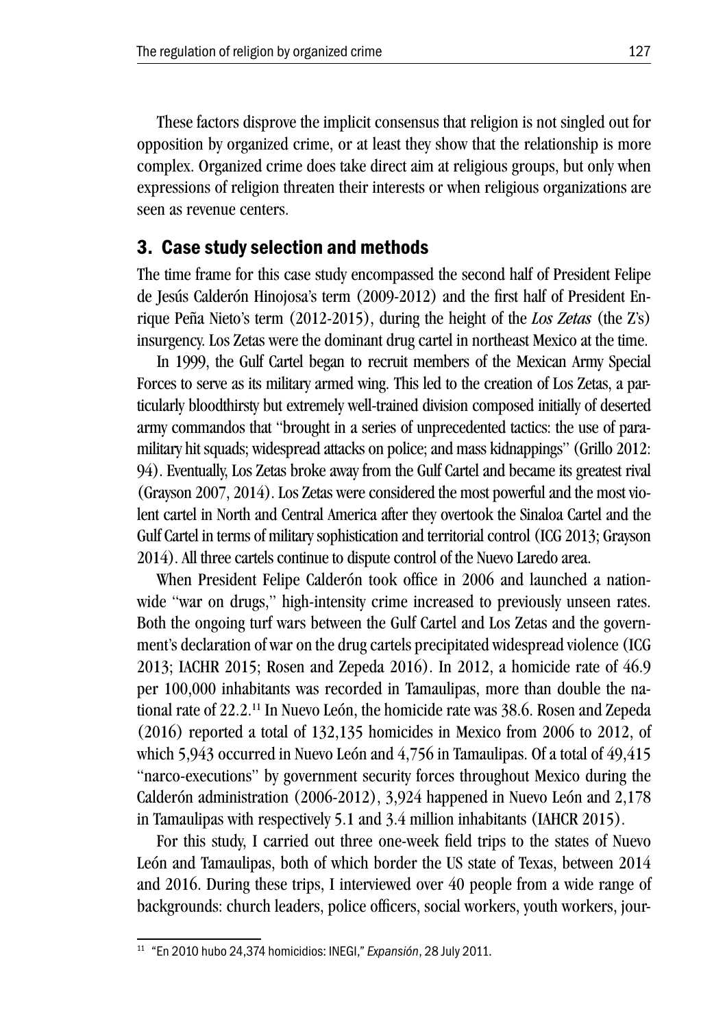These factors disprove the implicit consensus that religion is not singled out for opposition by organized crime, or at least they show that the relationship is more complex. Organized crime does take direct aim at religious groups, but only when expressions of religion threaten their interests or when religious organizations are seen as revenue centers.

## 3. Case study selection and methods

The time frame for this case study encompassed the second half of President Felipe de Jesús Calderón Hinojosa's term (2009-2012) and the first half of President Enrique Peña Nieto's term (2012-2015), during the height of the *Los Zetas* (the Z's) insurgency. Los Zetas were the dominant drug cartel in northeast Mexico at the time.

In 1999, the Gulf Cartel began to recruit members of the Mexican Army Special Forces to serve as its military armed wing. This led to the creation of Los Zetas, a particularly bloodthirsty but extremely well-trained division composed initially of deserted army commandos that "brought in a series of unprecedented tactics: the use of paramilitary hit squads; widespread attacks on police; and mass kidnappings" (Grillo 2012: 94). Eventually, Los Zetas broke away from the Gulf Cartel and became its greatest rival (Grayson 2007, 2014). Los Zetas were considered the most powerful and the most violent cartel in North and Central America after they overtook the Sinaloa Cartel and the Gulf Cartel in terms of military sophistication and territorial control (ICG 2013; Grayson 2014). All three cartels continue to dispute control of the Nuevo Laredo area.

When President Felipe Calderón took office in 2006 and launched a nationwide "war on drugs," high-intensity crime increased to previously unseen rates. Both the ongoing turf wars between the Gulf Cartel and Los Zetas and the government's declaration of war on the drug cartels precipitated widespread violence (ICG 2013; IACHR 2015; Rosen and Zepeda 2016). In 2012, a homicide rate of 46.9 per 100,000 inhabitants was recorded in Tamaulipas, more than double the national rate of 22.2.[11] In Nuevo León, the homicide rate was 38.6. Rosen and Zepeda (2016) reported a total of 132,135 homicides in Mexico from 2006 to 2012, of which 5,943 occurred in Nuevo León and 4,756 in Tamaulipas. Of a total of 49,415 "narco-executions" by government security forces throughout Mexico during the Calderón administration (2006-2012), 3,924 happened in Nuevo León and 2,178 in Tamaulipas with respectively 5.1 and 3.4 million inhabitants (IAHCR 2015).

For this study, I carried out three one-week field trips to the states of Nuevo León and Tamaulipas, both of which border the US state of Texas, between 2014 and 2016. During these trips, I interviewed over 40 people from a wide range of backgrounds: church leaders, police officers, social workers, youth workers, jour-

[11] "En 2010 hubo 24,374 homicidios: INEGI," *Expansión*, 28 July 2011.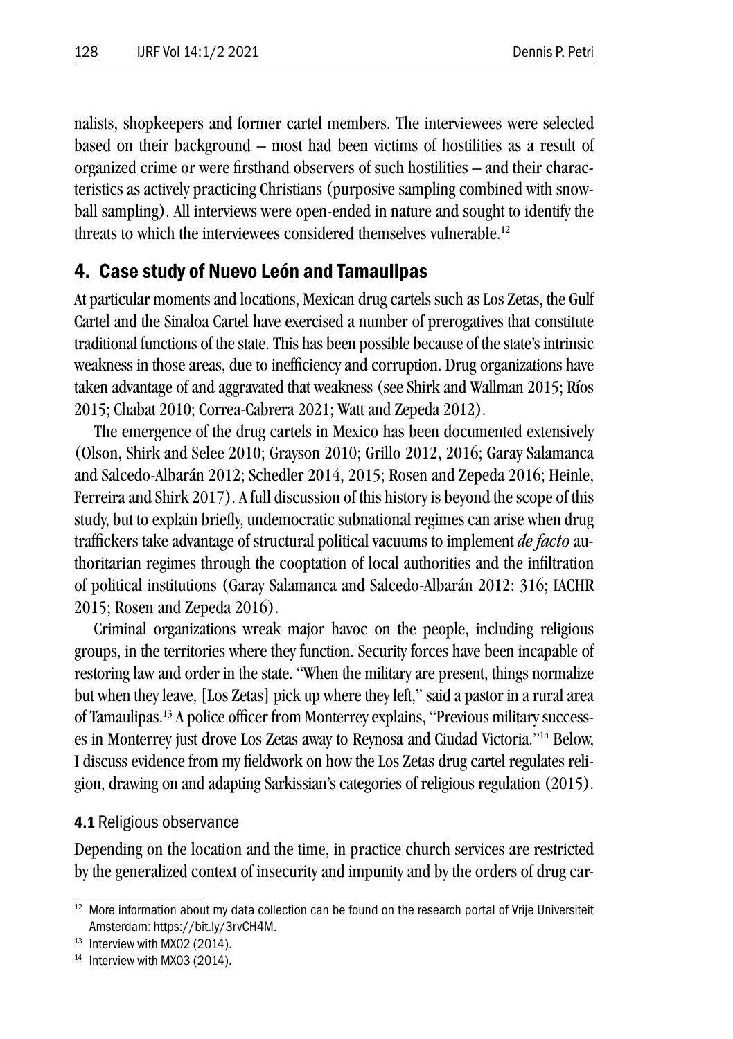nalists, shopkeepers and former cartel members. The interviewees were selected based on their background – most had been victims of hostilities as a result of organized crime or were firsthand observers of such hostilities – and their characteristics as actively practicing Christians (purposive sampling combined with snowball sampling). All interviews were open-ended in nature and sought to identify the threats to which the interviewees considered themselves vulnerable.[12]

## 4. Case study of Nuevo León and Tamaulipas

At particular moments and locations, Mexican drug cartels such as Los Zetas, the Gulf Cartel and the Sinaloa Cartel have exercised a number of prerogatives that constitute traditional functions of the state. This has been possible because of the state's intrinsic weakness in those areas, due to inefficiency and corruption. Drug organizations have taken advantage of and aggravated that weakness (see Shirk and Wallman 2015; Ríos 2015; Chabat 2010; Correa-Cabrera 2021; Watt and Zepeda 2012).

The emergence of the drug cartels in Mexico has been documented extensively (Olson, Shirk and Selee 2010; Grayson 2010; Grillo 2012, 2016; Garay Salamanca and Salcedo-Albarán 2012; Schedler 2014, 2015; Rosen and Zepeda 2016; Heinle, Ferreira and Shirk 2017). A full discussion of this history is beyond the scope of this study, but to explain briefly, undemocratic subnational regimes can arise when drug traffickers take advantage of structural political vacuums to implement ***de facto*** authoritarian regimes through the cooptation of local authorities and the infiltration of political institutions (Garay Salamanca and Salcedo-Albarán 2012: 316; IACHR 2015; Rosen and Zepeda 2016).

Criminal organizations wreak major havoc on the people, including religious groups, in the territories where they function. Security forces have been incapable of restoring law and order in the state. "When the military are present, things normalize but when they leave, [Los Zetas] pick up where they left," said a pastor in a rural area of Tamaulipas.[13] A police officer from Monterrey explains, "Previous military successes in Monterrey just drove Los Zetas away to Reynosa and Ciudad Victoria."[14] Below, I discuss evidence from my fieldwork on how the Los Zetas drug cartel regulates religion, drawing on and adapting Sarkissian's categories of religious regulation (2015).

### 4.1 Religious observance

Depending on the location and the time, in practice church services are restricted by the generalized context of insecurity and impunity and by the orders of drug car-

[12] More information about my data collection can be found on the research portal of Vrije Universiteit Amsterdam: https://bit.ly/3rvCH4M.

[13] Interview with MX02 (2014).

[14] Interview with MX03 (2014).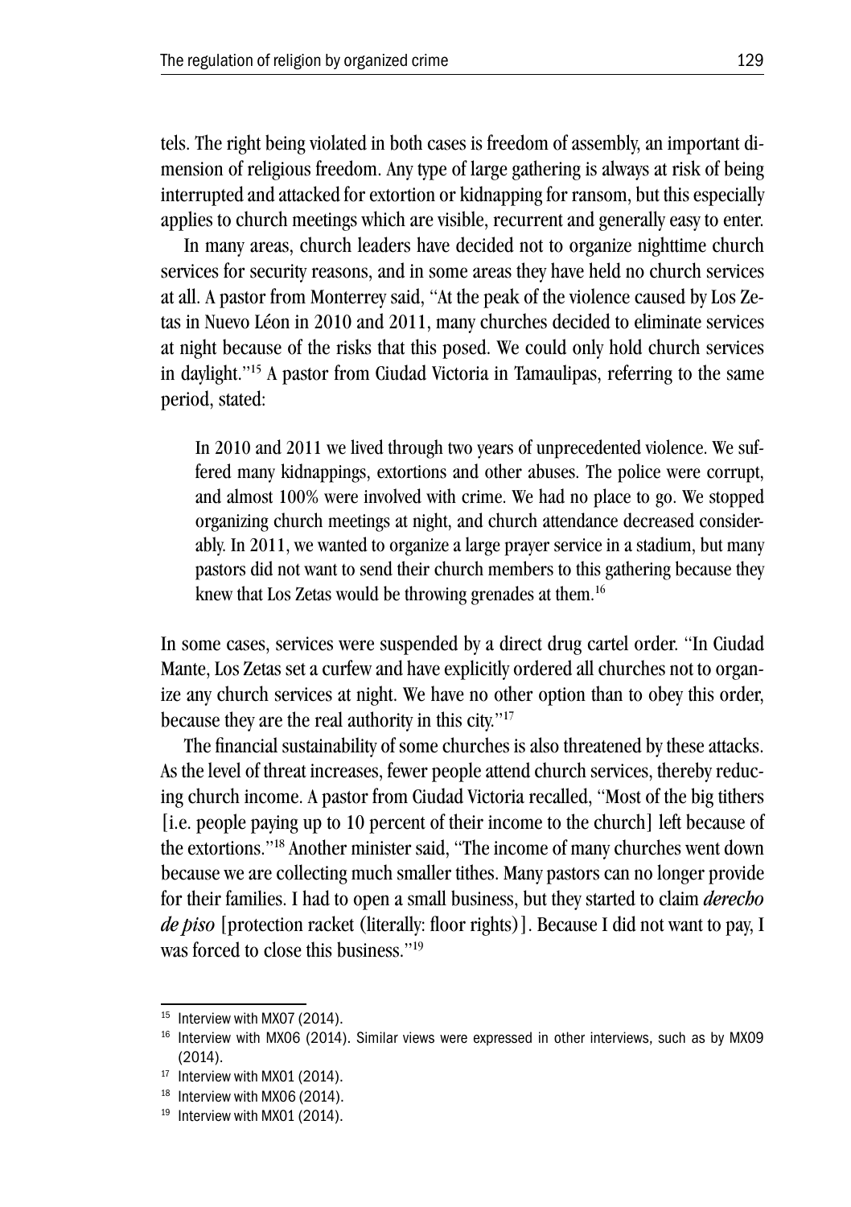tels. The right being violated in both cases is freedom of assembly, an important dimension of religious freedom. Any type of large gathering is always at risk of being interrupted and attacked for extortion or kidnapping for ransom, but this especially applies to church meetings which are visible, recurrent and generally easy to enter.

In many areas, church leaders have decided not to organize nighttime church services for security reasons, and in some areas they have held no church services at all. A pastor from Monterrey said, "At the peak of the violence caused by Los Zetas in Nuevo Léon in 2010 and 2011, many churches decided to eliminate services at night because of the risks that this posed. We could only hold church services in daylight."[15] A pastor from Ciudad Victoria in Tamaulipas, referring to the same period, stated:

> In 2010 and 2011 we lived through two years of unprecedented violence. We suffered many kidnappings, extortions and other abuses. The police were corrupt, and almost 100% were involved with crime. We had no place to go. We stopped organizing church meetings at night, and church attendance decreased considerably. In 2011, we wanted to organize a large prayer service in a stadium, but many pastors did not want to send their church members to this gathering because they knew that Los Zetas would be throwing grenades at them.[16]

In some cases, services were suspended by a direct drug cartel order. "In Ciudad Mante, Los Zetas set a curfew and have explicitly ordered all churches not to organize any church services at night. We have no other option than to obey this order, because they are the real authority in this city."[17]

The financial sustainability of some churches is also threatened by these attacks. As the level of threat increases, fewer people attend church services, thereby reducing church income. A pastor from Ciudad Victoria recalled, "Most of the big tithers [i.e. people paying up to 10 percent of their income to the church] left because of the extortions."[18] Another minister said, "The income of many churches went down because we are collecting much smaller tithes. Many pastors can no longer provide for their families. I had to open a small business, but they started to claim *derecho de piso* [protection racket (literally: floor rights)]. Because I did not want to pay, I was forced to close this business."[19]

---

[15] Interview with MX07 (2014).

[16] Interview with MX06 (2014). Similar views were expressed in other interviews, such as by MX09 (2014).

[17] Interview with MX01 (2014).

[18] Interview with MX06 (2014).

[19] Interview with MX01 (2014).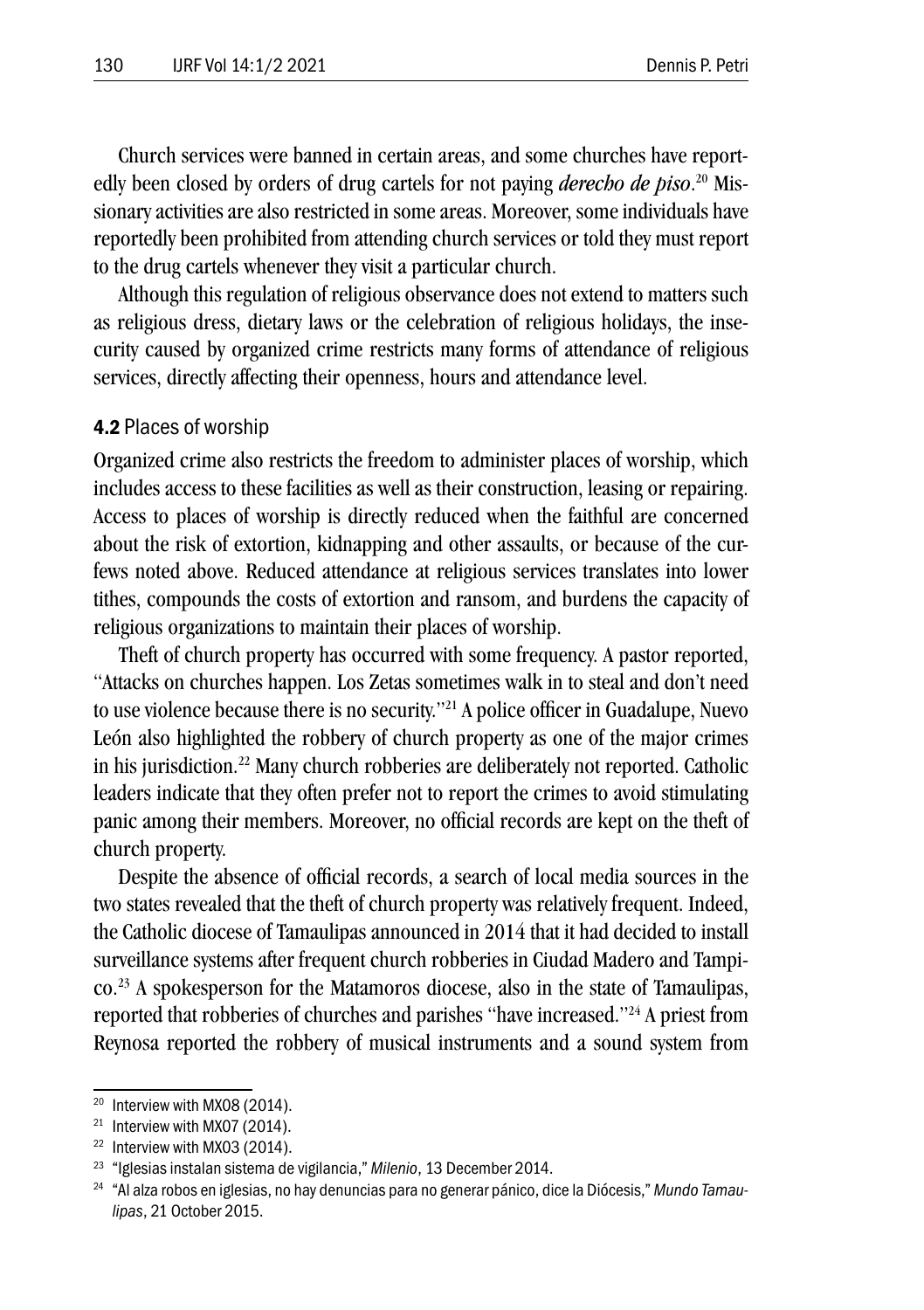Church services were banned in certain areas, and some churches have reportedly been closed by orders of drug cartels for not paying *derecho de piso*.[20] Missionary activities are also restricted in some areas. Moreover, some individuals have reportedly been prohibited from attending church services or told they must report to the drug cartels whenever they visit a particular church.

Although this regulation of religious observance does not extend to matters such as religious dress, dietary laws or the celebration of religious holidays, the insecurity caused by organized crime restricts many forms of attendance of religious services, directly affecting their openness, hours and attendance level.

### **4.2** Places of worship

Organized crime also restricts the freedom to administer places of worship, which includes access to these facilities as well as their construction, leasing or repairing. Access to places of worship is directly reduced when the faithful are concerned about the risk of extortion, kidnapping and other assaults, or because of the curfews noted above. Reduced attendance at religious services translates into lower tithes, compounds the costs of extortion and ransom, and burdens the capacity of religious organizations to maintain their places of worship.

Theft of church property has occurred with some frequency. A pastor reported, "Attacks on churches happen. Los Zetas sometimes walk in to steal and don't need to use violence because there is no security."[21] A police officer in Guadalupe, Nuevo León also highlighted the robbery of church property as one of the major crimes in his jurisdiction.[22] Many church robberies are deliberately not reported. Catholic leaders indicate that they often prefer not to report the crimes to avoid stimulating panic among their members. Moreover, no official records are kept on the theft of church property.

Despite the absence of official records, a search of local media sources in the two states revealed that the theft of church property was relatively frequent. Indeed, the Catholic diocese of Tamaulipas announced in 2014 that it had decided to install surveillance systems after frequent church robberies in Ciudad Madero and Tampico.[23] A spokesperson for the Matamoros diocese, also in the state of Tamaulipas, reported that robberies of churches and parishes "have increased."[24] A priest from Reynosa reported the robbery of musical instruments and a sound system from

---

[20] Interview with MX08 (2014).

[21] Interview with MX07 (2014).

[22] Interview with MX03 (2014).

[23] "Iglesias instalan sistema de vigilancia," *Milenio*, 13 December 2014.

[24] "Al alza robos en iglesias, no hay denuncias para no generar pánico, dice la Diócesis," *Mundo Tamaulipas*, 21 October 2015.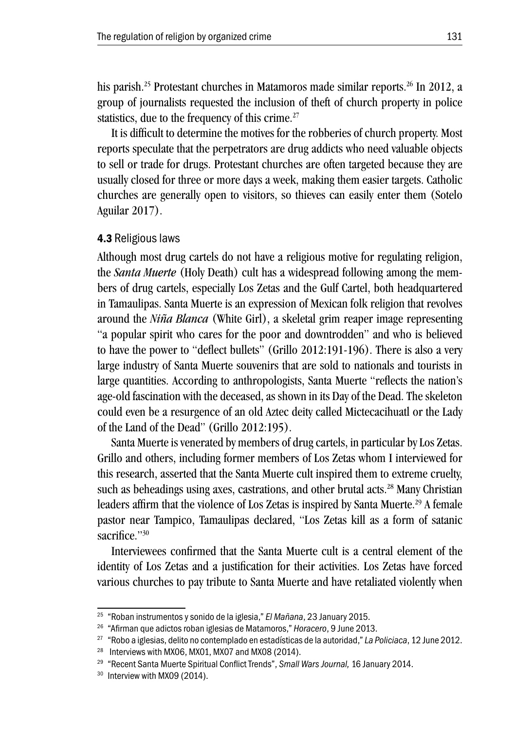his parish.[25] Protestant churches in Matamoros made similar reports.[26] In 2012, a group of journalists requested the inclusion of theft of church property in police statistics, due to the frequency of this crime.[27]

It is difficult to determine the motives for the robberies of church property. Most reports speculate that the perpetrators are drug addicts who need valuable objects to sell or trade for drugs. Protestant churches are often targeted because they are usually closed for three or more days a week, making them easier targets. Catholic churches are generally open to visitors, so thieves can easily enter them (Sotelo Aguilar 2017).

### **4.3** Religious laws

Although most drug cartels do not have a religious motive for regulating religion, the *Santa Muerte* (Holy Death) cult has a widespread following among the members of drug cartels, especially Los Zetas and the Gulf Cartel, both headquartered in Tamaulipas. Santa Muerte is an expression of Mexican folk religion that revolves around the *Niña Blanca* (White Girl), a skeletal grim reaper image representing "a popular spirit who cares for the poor and downtrodden" and who is believed to have the power to "deflect bullets" (Grillo 2012:191-196). There is also a very large industry of Santa Muerte souvenirs that are sold to nationals and tourists in large quantities. According to anthropologists, Santa Muerte "reflects the nation's age-old fascination with the deceased, as shown in its Day of the Dead. The skeleton could even be a resurgence of an old Aztec deity called Mictecacihuatl or the Lady of the Land of the Dead" (Grillo 2012:195).

Santa Muerte is venerated by members of drug cartels, in particular by Los Zetas. Grillo and others, including former members of Los Zetas whom I interviewed for this research, asserted that the Santa Muerte cult inspired them to extreme cruelty, such as beheadings using axes, castrations, and other brutal acts.[28] Many Christian leaders affirm that the violence of Los Zetas is inspired by Santa Muerte.[29] A female pastor near Tampico, Tamaulipas declared, "Los Zetas kill as a form of satanic sacrifice."[30]

Interviewees confirmed that the Santa Muerte cult is a central element of the identity of Los Zetas and a justification for their activities. Los Zetas have forced various churches to pay tribute to Santa Muerte and have retaliated violently when

---

[25] "Roban instrumentos y sonido de la iglesia," *El Mañana*, 23 January 2015.

[26] "Afirman que adictos roban iglesias de Matamoros," *Horacero*, 9 June 2013.

[27] "Robo a iglesias, delito no contemplado en estadísticas de la autoridad," *La Policiaca*, 12 June 2012.

[28] Interviews with MX06, MX01, MX07 and MX08 (2014).

[29] "Recent Santa Muerte Spiritual Conflict Trends", *Small Wars Journal,* 16 January 2014.

[30] Interview with MX09 (2014).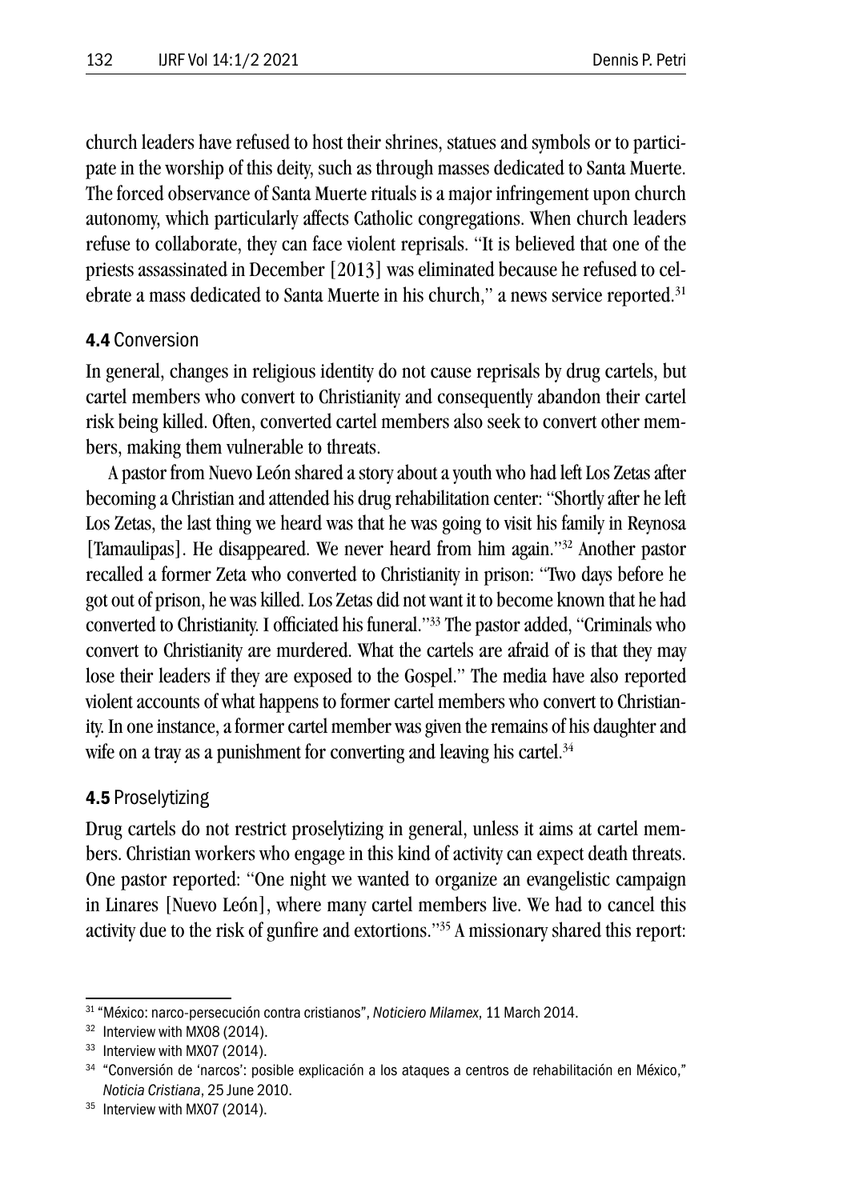church leaders have refused to host their shrines, statues and symbols or to participate in the worship of this deity, such as through masses dedicated to Santa Muerte. The forced observance of Santa Muerte rituals is a major infringement upon church autonomy, which particularly affects Catholic congregations. When church leaders refuse to collaborate, they can face violent reprisals. "It is believed that one of the priests assassinated in December [2013] was eliminated because he refused to celebrate a mass dedicated to Santa Muerte in his church," a news service reported.[31]

### 4.4 Conversion

In general, changes in religious identity do not cause reprisals by drug cartels, but cartel members who convert to Christianity and consequently abandon their cartel risk being killed. Often, converted cartel members also seek to convert other members, making them vulnerable to threats.

A pastor from Nuevo León shared a story about a youth who had left Los Zetas after becoming a Christian and attended his drug rehabilitation center: "Shortly after he left Los Zetas, the last thing we heard was that he was going to visit his family in Reynosa [Tamaulipas]. He disappeared. We never heard from him again."[32] Another pastor recalled a former Zeta who converted to Christianity in prison: "Two days before he got out of prison, he was killed. Los Zetas did not want it to become known that he had converted to Christianity. I officiated his funeral."[33] The pastor added, "Criminals who convert to Christianity are murdered. What the cartels are afraid of is that they may lose their leaders if they are exposed to the Gospel." The media have also reported violent accounts of what happens to former cartel members who convert to Christianity. In one instance, a former cartel member was given the remains of his daughter and wife on a tray as a punishment for converting and leaving his cartel.[34]

### 4.5 Proselytizing

Drug cartels do not restrict proselytizing in general, unless it aims at cartel members. Christian workers who engage in this kind of activity can expect death threats. One pastor reported: "One night we wanted to organize an evangelistic campaign in Linares [Nuevo León], where many cartel members live. We had to cancel this activity due to the risk of gunfire and extortions."[35] A missionary shared this report:

---

[31] "México: narco-persecución contra cristianos", *Noticiero Milamex*, 11 March 2014.

[32] Interview with MX08 (2014).

[33] Interview with MX07 (2014).

[34] "Conversión de 'narcos': posible explicación a los ataques a centros de rehabilitación en México," *Noticia Cristiana*, 25 June 2010.

[35] Interview with MX07 (2014).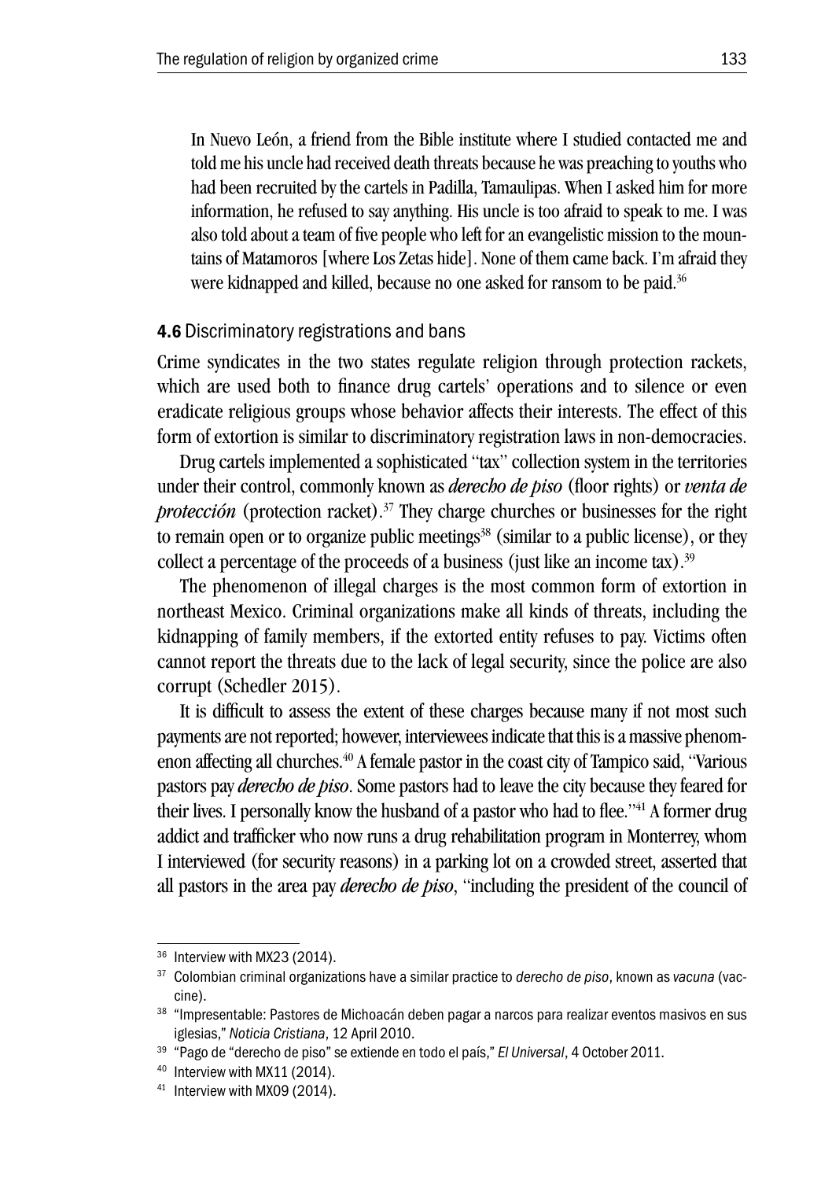> In Nuevo León, a friend from the Bible institute where I studied contacted me and told me his uncle had received death threats because he was preaching to youths who had been recruited by the cartels in Padilla, Tamaulipas. When I asked him for more information, he refused to say anything. His uncle is too afraid to speak to me. I was also told about a team of five people who left for an evangelistic mission to the mountains of Matamoros [where Los Zetas hide]. None of them came back. I'm afraid they were kidnapped and killed, because no one asked for ransom to be paid.[36]

### 4.6 Discriminatory registrations and bans

Crime syndicates in the two states regulate religion through protection rackets, which are used both to finance drug cartels' operations and to silence or even eradicate religious groups whose behavior affects their interests. The effect of this form of extortion is similar to discriminatory registration laws in non-democracies.

Drug cartels implemented a sophisticated "tax" collection system in the territories under their control, commonly known as *derecho de piso* (floor rights) or *venta de protección* (protection racket).[37] They charge churches or businesses for the right to remain open or to organize public meetings[38] (similar to a public license), or they collect a percentage of the proceeds of a business (just like an income tax).[39]

The phenomenon of illegal charges is the most common form of extortion in northeast Mexico. Criminal organizations make all kinds of threats, including the kidnapping of family members, if the extorted entity refuses to pay. Victims often cannot report the threats due to the lack of legal security, since the police are also corrupt (Schedler 2015).

It is difficult to assess the extent of these charges because many if not most such payments are not reported; however, interviewees indicate that this is a massive phenomenon affecting all churches.[40] A female pastor in the coast city of Tampico said, "Various pastors pay *derecho de piso*. Some pastors had to leave the city because they feared for their lives. I personally know the husband of a pastor who had to flee."[41] A former drug addict and trafficker who now runs a drug rehabilitation program in Monterrey, whom I interviewed (for security reasons) in a parking lot on a crowded street, asserted that all pastors in the area pay *derecho de piso*, "including the president of the council of

---

[36] Interview with MX23 (2014).

[37] Colombian criminal organizations have a similar practice to *derecho de piso*, known as *vacuna* (vaccine).

[38] "Impresentable: Pastores de Michoacán deben pagar a narcos para realizar eventos masivos en sus iglesias," *Noticia Cristiana*, 12 April 2010.

[39] "Pago de "derecho de piso" se extiende en todo el país," *El Universal*, 4 October 2011.

[40] Interview with MX11 (2014).

[41] Interview with MX09 (2014).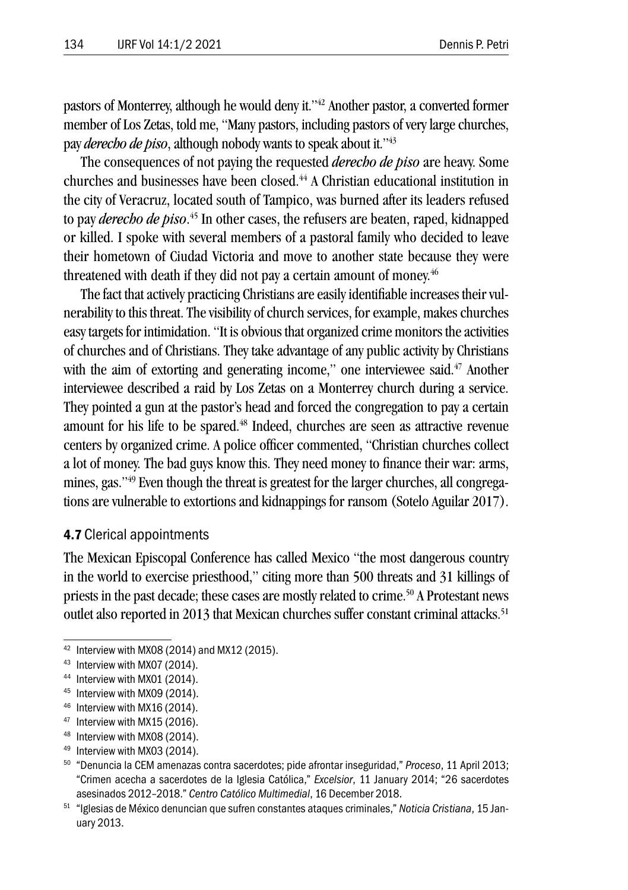pastors of Monterrey, although he would deny it."[42] Another pastor, a converted former member of Los Zetas, told me, "Many pastors, including pastors of very large churches, pay *derecho de piso*, although nobody wants to speak about it."[43]

The consequences of not paying the requested *derecho de piso* are heavy. Some churches and businesses have been closed.[44] A Christian educational institution in the city of Veracruz, located south of Tampico, was burned after its leaders refused to pay *derecho de piso*.[45] In other cases, the refusers are beaten, raped, kidnapped or killed. I spoke with several members of a pastoral family who decided to leave their hometown of Ciudad Victoria and move to another state because they were threatened with death if they did not pay a certain amount of money.[46]

The fact that actively practicing Christians are easily identifiable increases their vulnerability to this threat. The visibility of church services, for example, makes churches easy targets for intimidation. "It is obvious that organized crime monitors the activities of churches and of Christians. They take advantage of any public activity by Christians with the aim of extorting and generating income," one interviewee said.[47] Another interviewee described a raid by Los Zetas on a Monterrey church during a service. They pointed a gun at the pastor's head and forced the congregation to pay a certain amount for his life to be spared.[48] Indeed, churches are seen as attractive revenue centers by organized crime. A police officer commented, "Christian churches collect a lot of money. The bad guys know this. They need money to finance their war: arms, mines, gas."[49] Even though the threat is greatest for the larger churches, all congregations are vulnerable to extortions and kidnappings for ransom (Sotelo Aguilar 2017).

### 4.7 Clerical appointments

The Mexican Episcopal Conference has called Mexico "the most dangerous country in the world to exercise priesthood," citing more than 500 threats and 31 killings of priests in the past decade; these cases are mostly related to crime.[50] A Protestant news outlet also reported in 2013 that Mexican churches suffer constant criminal attacks.[51]

---

[42] Interview with MX08 (2014) and MX12 (2015).

[43] Interview with MX07 (2014).

[44] Interview with MX01 (2014).

[45] Interview with MX09 (2014).

[46] Interview with MX16 (2014).

[47] Interview with MX15 (2016).

[48] Interview with MX08 (2014).

[49] Interview with MX03 (2014).

[50] "Denuncia la CEM amenazas contra sacerdotes; pide afrontar inseguridad," *Proceso*, 11 April 2013; "Crimen acecha a sacerdotes de la Iglesia Católica," *Excelsior*, 11 January 2014; "26 sacerdotes asesinados 2012–2018." *Centro Católico Multimedial*, 16 December 2018.

[51] "Iglesias de México denuncian que sufren constantes ataques criminales," *Noticia Cristiana*, 15 January 2013.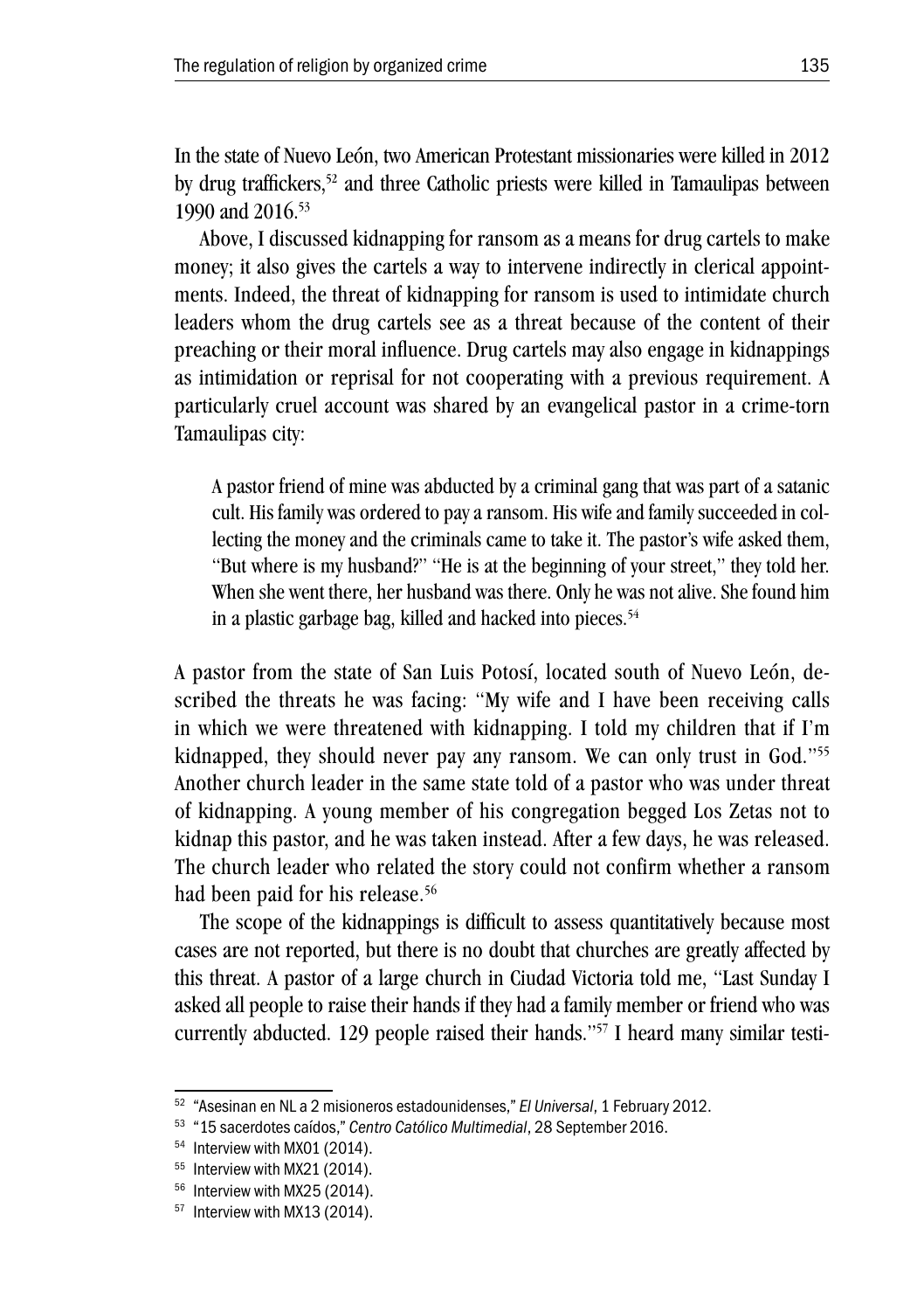In the state of Nuevo León, two American Protestant missionaries were killed in 2012 by drug traffickers,[52] and three Catholic priests were killed in Tamaulipas between 1990 and 2016.[53]

Above, I discussed kidnapping for ransom as a means for drug cartels to make money; it also gives the cartels a way to intervene indirectly in clerical appointments. Indeed, the threat of kidnapping for ransom is used to intimidate church leaders whom the drug cartels see as a threat because of the content of their preaching or their moral influence. Drug cartels may also engage in kidnappings as intimidation or reprisal for not cooperating with a previous requirement. A particularly cruel account was shared by an evangelical pastor in a crime-torn Tamaulipas city:

> A pastor friend of mine was abducted by a criminal gang that was part of a satanic cult. His family was ordered to pay a ransom. His wife and family succeeded in collecting the money and the criminals came to take it. The pastor's wife asked them, "But where is my husband?" "He is at the beginning of your street," they told her. When she went there, her husband was there. Only he was not alive. She found him in a plastic garbage bag, killed and hacked into pieces.[54]

A pastor from the state of San Luis Potosí, located south of Nuevo León, described the threats he was facing: "My wife and I have been receiving calls in which we were threatened with kidnapping. I told my children that if I'm kidnapped, they should never pay any ransom. We can only trust in God."[55] Another church leader in the same state told of a pastor who was under threat of kidnapping. A young member of his congregation begged Los Zetas not to kidnap this pastor, and he was taken instead. After a few days, he was released. The church leader who related the story could not confirm whether a ransom had been paid for his release.[56]

The scope of the kidnappings is difficult to assess quantitatively because most cases are not reported, but there is no doubt that churches are greatly affected by this threat. A pastor of a large church in Ciudad Victoria told me, "Last Sunday I asked all people to raise their hands if they had a family member or friend who was currently abducted. 129 people raised their hands."[57] I heard many similar testi-

---

[52] "Asesinan en NL a 2 misioneros estadounidenses," *El Universal*, 1 February 2012.

[53] "15 sacerdotes caídos," *Centro Católico Multimedial*, 28 September 2016.

[54] Interview with MX01 (2014).

[55] Interview with MX21 (2014).

[56] Interview with MX25 (2014).

[57] Interview with MX13 (2014).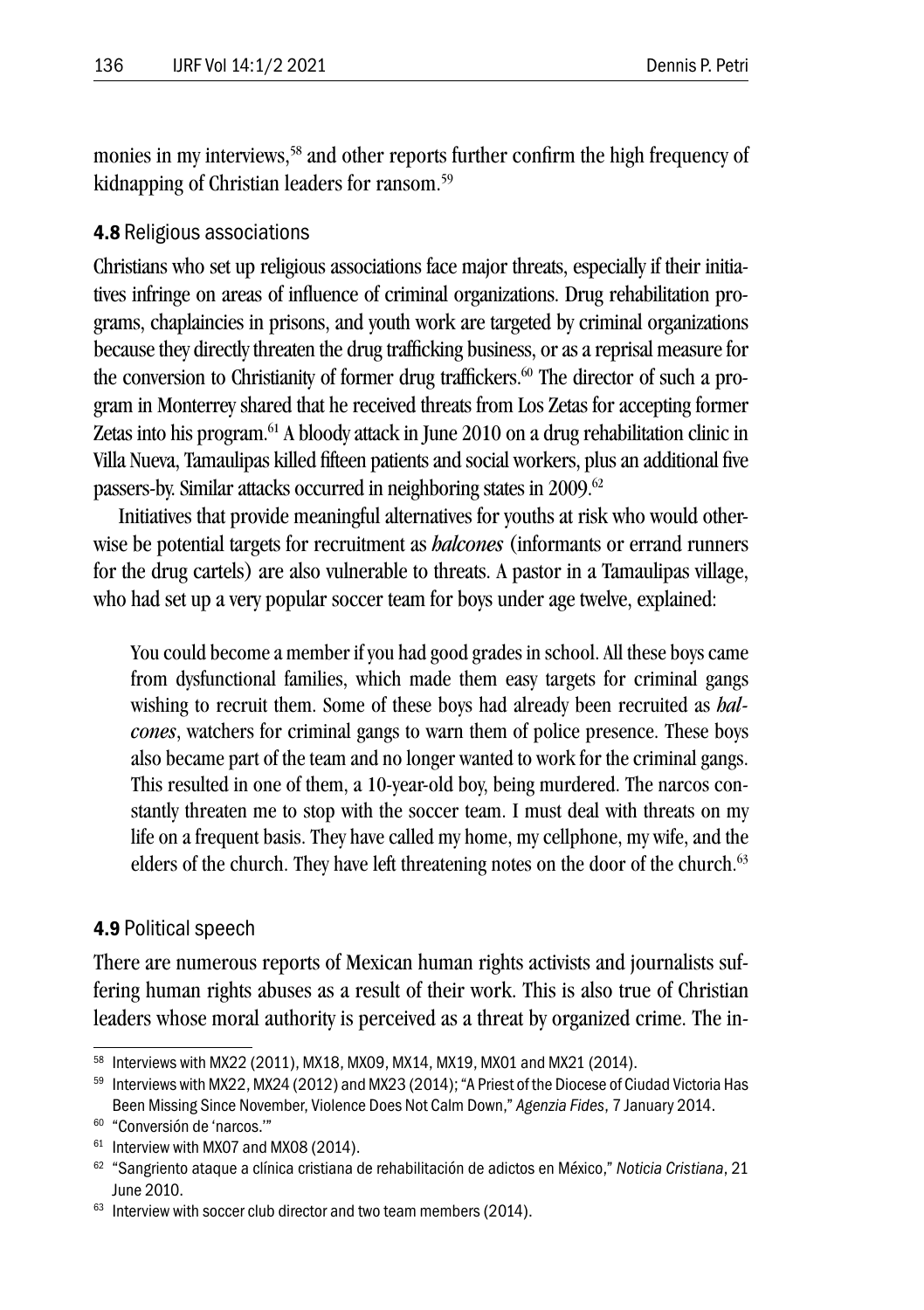monies in my interviews,[58] and other reports further confirm the high frequency of kidnapping of Christian leaders for ransom.[59]

### 4.8 Religious associations

Christians who set up religious associations face major threats, especially if their initiatives infringe on areas of influence of criminal organizations. Drug rehabilitation programs, chaplaincies in prisons, and youth work are targeted by criminal organizations because they directly threaten the drug trafficking business, or as a reprisal measure for the conversion to Christianity of former drug traffickers.[60] The director of such a program in Monterrey shared that he received threats from Los Zetas for accepting former Zetas into his program.[61] A bloody attack in June 2010 on a drug rehabilitation clinic in Villa Nueva, Tamaulipas killed fifteen patients and social workers, plus an additional five passers-by. Similar attacks occurred in neighboring states in 2009.[62]

Initiatives that provide meaningful alternatives for youths at risk who would otherwise be potential targets for recruitment as *halcones* (informants or errand runners for the drug cartels) are also vulnerable to threats. A pastor in a Tamaulipas village, who had set up a very popular soccer team for boys under age twelve, explained:

> You could become a member if you had good grades in school. All these boys came from dysfunctional families, which made them easy targets for criminal gangs wishing to recruit them. Some of these boys had already been recruited as *halcones*, watchers for criminal gangs to warn them of police presence. These boys also became part of the team and no longer wanted to work for the criminal gangs. This resulted in one of them, a 10-year-old boy, being murdered. The narcos constantly threaten me to stop with the soccer team. I must deal with threats on my life on a frequent basis. They have called my home, my cellphone, my wife, and the elders of the church. They have left threatening notes on the door of the church.[63]

### 4.9 Political speech

There are numerous reports of Mexican human rights activists and journalists suffering human rights abuses as a result of their work. This is also true of Christian leaders whose moral authority is perceived as a threat by organized crime. The in-

---

[58] Interviews with MX22 (2011), MX18, MX09, MX14, MX19, MX01 and MX21 (2014).

[59] Interviews with MX22, MX24 (2012) and MX23 (2014); "A Priest of the Diocese of Ciudad Victoria Has Been Missing Since November, Violence Does Not Calm Down," *Agenzia Fides*, 7 January 2014.

[60] "Conversión de 'narcos.'"

[61] Interview with MX07 and MX08 (2014).

[62] "Sangriento ataque a clínica cristiana de rehabilitación de adictos en México," *Noticia Cristiana*, 21 June 2010.

[63] Interview with soccer club director and two team members (2014).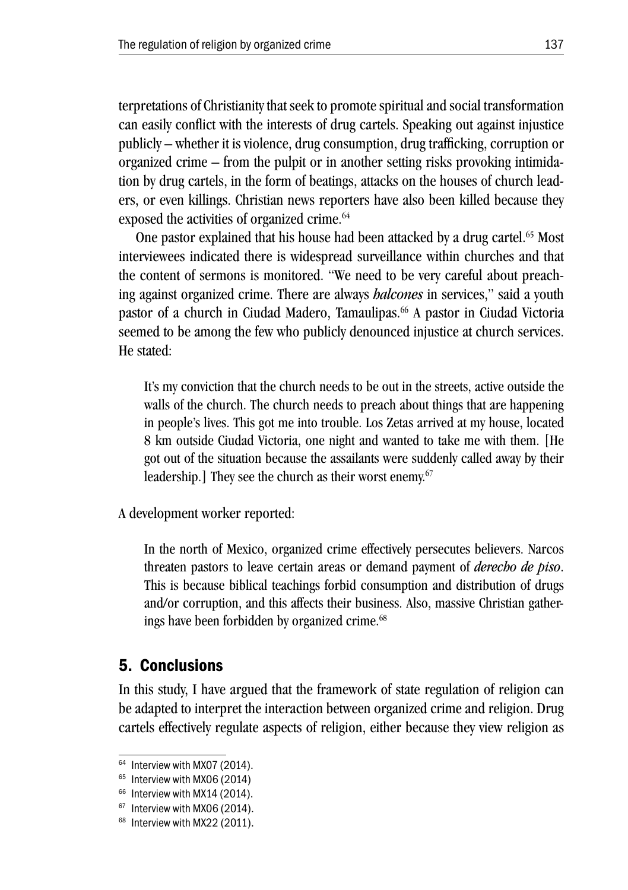terpretations of Christianity that seek to promote spiritual and social transformation can easily conflict with the interests of drug cartels. Speaking out against injustice publicly – whether it is violence, drug consumption, drug trafficking, corruption or organized crime – from the pulpit or in another setting risks provoking intimidation by drug cartels, in the form of beatings, attacks on the houses of church leaders, or even killings. Christian news reporters have also been killed because they exposed the activities of organized crime.[64]

One pastor explained that his house had been attacked by a drug cartel.[65] Most interviewees indicated there is widespread surveillance within churches and that the content of sermons is monitored. "We need to be very careful about preaching against organized crime. There are always *halcones* in services," said a youth pastor of a church in Ciudad Madero, Tamaulipas.[66] A pastor in Ciudad Victoria seemed to be among the few who publicly denounced injustice at church services. He stated:

> It's my conviction that the church needs to be out in the streets, active outside the walls of the church. The church needs to preach about things that are happening in people's lives. This got me into trouble. Los Zetas arrived at my house, located 8 km outside Ciudad Victoria, one night and wanted to take me with them. [He got out of the situation because the assailants were suddenly called away by their leadership.] They see the church as their worst enemy.[67]

A development worker reported:

> In the north of Mexico, organized crime effectively persecutes believers. Narcos threaten pastors to leave certain areas or demand payment of *derecho de piso*. This is because biblical teachings forbid consumption and distribution of drugs and/or corruption, and this affects their business. Also, massive Christian gatherings have been forbidden by organized crime.[68]

## 5. Conclusions

In this study, I have argued that the framework of state regulation of religion can be adapted to interpret the interaction between organized crime and religion. Drug cartels effectively regulate aspects of religion, either because they view religion as

---

[64] Interview with MX07 (2014).
[65] Interview with MX06 (2014)
[66] Interview with MX14 (2014).
[67] Interview with MX06 (2014).
[68] Interview with MX22 (2011).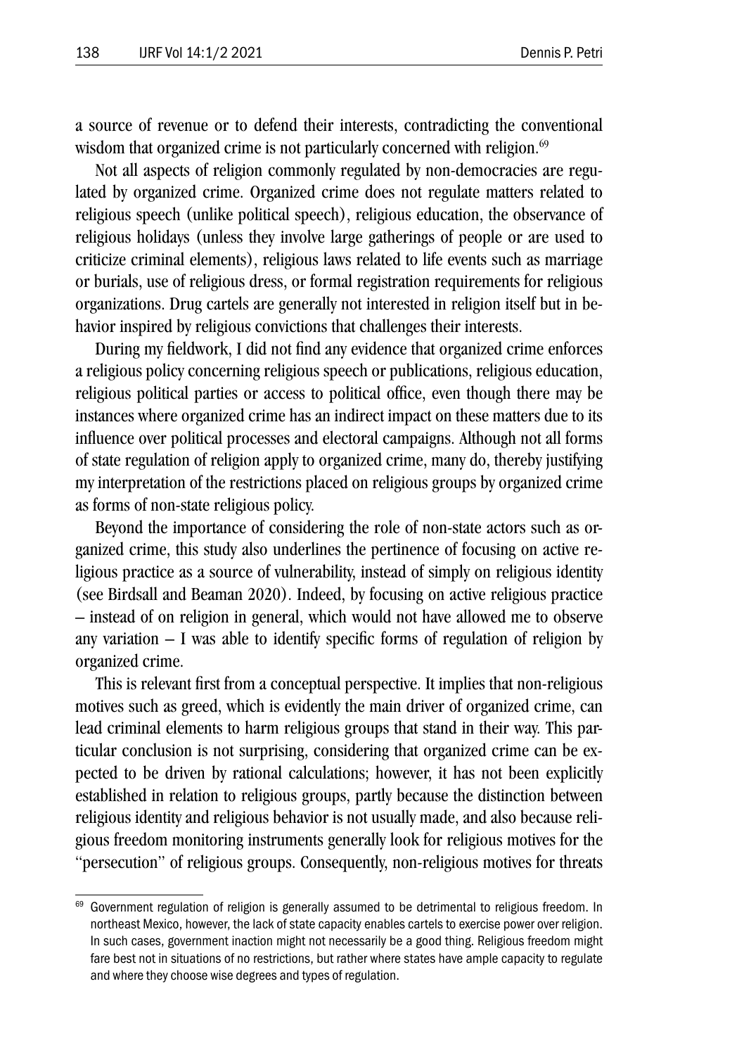a source of revenue or to defend their interests, contradicting the conventional wisdom that organized crime is not particularly concerned with religion.[69]

Not all aspects of religion commonly regulated by non-democracies are regulated by organized crime. Organized crime does not regulate matters related to religious speech (unlike political speech), religious education, the observance of religious holidays (unless they involve large gatherings of people or are used to criticize criminal elements), religious laws related to life events such as marriage or burials, use of religious dress, or formal registration requirements for religious organizations. Drug cartels are generally not interested in religion itself but in behavior inspired by religious convictions that challenges their interests.

During my fieldwork, I did not find any evidence that organized crime enforces a religious policy concerning religious speech or publications, religious education, religious political parties or access to political office, even though there may be instances where organized crime has an indirect impact on these matters due to its influence over political processes and electoral campaigns. Although not all forms of state regulation of religion apply to organized crime, many do, thereby justifying my interpretation of the restrictions placed on religious groups by organized crime as forms of non-state religious policy.

Beyond the importance of considering the role of non-state actors such as organized crime, this study also underlines the pertinence of focusing on active religious practice as a source of vulnerability, instead of simply on religious identity (see Birdsall and Beaman 2020). Indeed, by focusing on active religious practice – instead of on religion in general, which would not have allowed me to observe any variation – I was able to identify specific forms of regulation of religion by organized crime.

This is relevant first from a conceptual perspective. It implies that non-religious motives such as greed, which is evidently the main driver of organized crime, can lead criminal elements to harm religious groups that stand in their way. This particular conclusion is not surprising, considering that organized crime can be expected to be driven by rational calculations; however, it has not been explicitly established in relation to religious groups, partly because the distinction between religious identity and religious behavior is not usually made, and also because religious freedom monitoring instruments generally look for religious motives for the "persecution" of religious groups. Consequently, non-religious motives for threats

---

[69] Government regulation of religion is generally assumed to be detrimental to religious freedom. In northeast Mexico, however, the lack of state capacity enables cartels to exercise power over religion. In such cases, government inaction might not necessarily be a good thing. Religious freedom might fare best not in situations of no restrictions, but rather where states have ample capacity to regulate and where they choose wise degrees and types of regulation.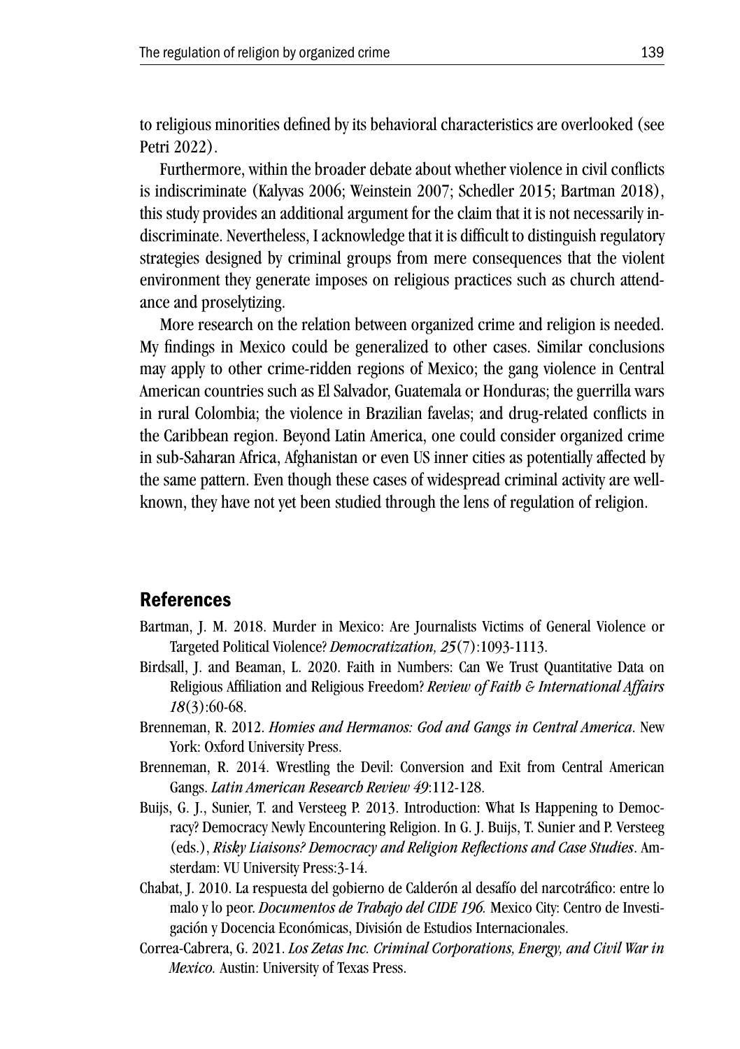to religious minorities defined by its behavioral characteristics are overlooked (see Petri 2022).

Furthermore, within the broader debate about whether violence in civil conflicts is indiscriminate (Kalyvas 2006; Weinstein 2007; Schedler 2015; Bartman 2018), this study provides an additional argument for the claim that it is not necessarily indiscriminate. Nevertheless, I acknowledge that it is difficult to distinguish regulatory strategies designed by criminal groups from mere consequences that the violent environment they generate imposes on religious practices such as church attendance and proselytizing.

More research on the relation between organized crime and religion is needed. My findings in Mexico could be generalized to other cases. Similar conclusions may apply to other crime-ridden regions of Mexico; the gang violence in Central American countries such as El Salvador, Guatemala or Honduras; the guerrilla wars in rural Colombia; the violence in Brazilian favelas; and drug-related conflicts in the Caribbean region. Beyond Latin America, one could consider organized crime in sub-Saharan Africa, Afghanistan or even US inner cities as potentially affected by the same pattern. Even though these cases of widespread criminal activity are well-known, they have not yet been studied through the lens of regulation of religion.

## References

Bartman, J. M. 2018. Murder in Mexico: Are Journalists Victims of General Violence or Targeted Political Violence? *Democratization, 25*(7):1093-1113.

Birdsall, J. and Beaman, L. 2020. Faith in Numbers: Can We Trust Quantitative Data on Religious Affiliation and Religious Freedom? *Review of Faith & International Affairs 18*(3):60-68.

Brenneman, R. 2012. *Homies and Hermanos: God and Gangs in Central America*. New York: Oxford University Press.

Brenneman, R. 2014. Wrestling the Devil: Conversion and Exit from Central American Gangs. *Latin American Research Review 49*:112-128.

Buijs, G. J., Sunier, T. and Versteeg P. 2013. Introduction: What Is Happening to Democracy? Democracy Newly Encountering Religion. In G. J. Buijs, T. Sunier and P. Versteeg (eds.), *Risky Liaisons? Democracy and Religion Reflections and Case Studies*. Amsterdam: VU University Press:3-14.

Chabat, J. 2010. La respuesta del gobierno de Calderón al desafío del narcotráfico: entre lo malo y lo peor. *Documentos de Trabajo del CIDE 196.* Mexico City: Centro de Investigación y Docencia Económicas, División de Estudios Internacionales.

Correa-Cabrera, G. 2021. *Los Zetas Inc. Criminal Corporations, Energy, and Civil War in Mexico.* Austin: University of Texas Press.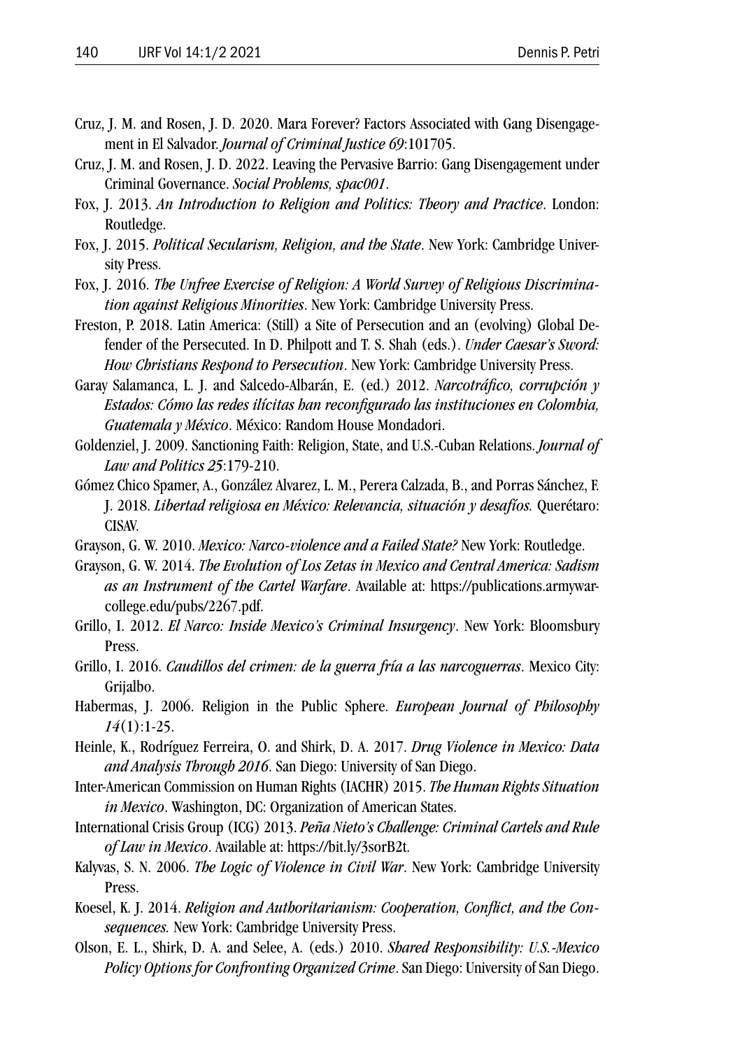Cruz, J. M. and Rosen, J. D. 2020. Mara Forever? Factors Associated with Gang Disengagement in El Salvador. *Journal of Criminal Justice 69*:101705.

Cruz, J. M. and Rosen, J. D. 2022. Leaving the Pervasive Barrio: Gang Disengagement under Criminal Governance. *Social Problems, spac001*.

Fox, J. 2013. *An Introduction to Religion and Politics: Theory and Practice*. London: Routledge.

Fox, J. 2015. *Political Secularism, Religion, and the State*. New York: Cambridge University Press.

Fox, J. 2016. *The Unfree Exercise of Religion: A World Survey of Religious Discrimination against Religious Minorities*. New York: Cambridge University Press.

Freston, P. 2018. Latin America: (Still) a Site of Persecution and an (evolving) Global Defender of the Persecuted. In D. Philpott and T. S. Shah (eds.). *Under Caesar's Sword: How Christians Respond to Persecution*. New York: Cambridge University Press.

Garay Salamanca, L. J. and Salcedo-Albarán, E. (ed.) 2012. *Narcotráfico, corrupción y Estados: Cómo las redes ilícitas han reconfigurado las instituciones en Colombia, Guatemala y México*. México: Random House Mondadori.

Goldenziel, J. 2009. Sanctioning Faith: Religion, State, and U.S.-Cuban Relations. *Journal of Law and Politics 25*:179-210.

Gómez Chico Spamer, A., González Alvarez, L. M., Perera Calzada, B., and Porras Sánchez, F. J. 2018. *Libertad religiosa en México: Relevancia, situación y desafíos.* Querétaro: CISAV.

Grayson, G. W. 2010. *Mexico: Narco-violence and a Failed State?* New York: Routledge.

Grayson, G. W. 2014. *The Evolution of Los Zetas in Mexico and Central America: Sadism as an Instrument of the Cartel Warfare*. Available at: https://publications.armywarcollege.edu/pubs/2267.pdf.

Grillo, I. 2012. *El Narco: Inside Mexico's Criminal Insurgency*. New York: Bloomsbury Press.

Grillo, I. 2016. *Caudillos del crimen: de la guerra fría a las narcoguerras*. Mexico City: Grijalbo.

Habermas, J. 2006. Religion in the Public Sphere. *European Journal of Philosophy 14*(1):1-25.

Heinle, K., Rodríguez Ferreira, O. and Shirk, D. A. 2017. *Drug Violence in Mexico: Data and Analysis Through 2016*. San Diego: University of San Diego.

Inter-American Commission on Human Rights (IACHR) 2015. *The Human Rights Situation in Mexico*. Washington, DC: Organization of American States.

International Crisis Group (ICG) 2013. *Peña Nieto's Challenge: Criminal Cartels and Rule of Law in Mexico*. Available at: https://bit.ly/3sorB2t.

Kalyvas, S. N. 2006. *The Logic of Violence in Civil War*. New York: Cambridge University Press.

Koesel, K. J. 2014. *Religion and Authoritarianism: Cooperation, Conflict, and the Consequences.* New York: Cambridge University Press.

Olson, E. L., Shirk, D. A. and Selee, A. (eds.) 2010. *Shared Responsibility: U.S.-Mexico Policy Options for Confronting Organized Crime*. San Diego: University of San Diego.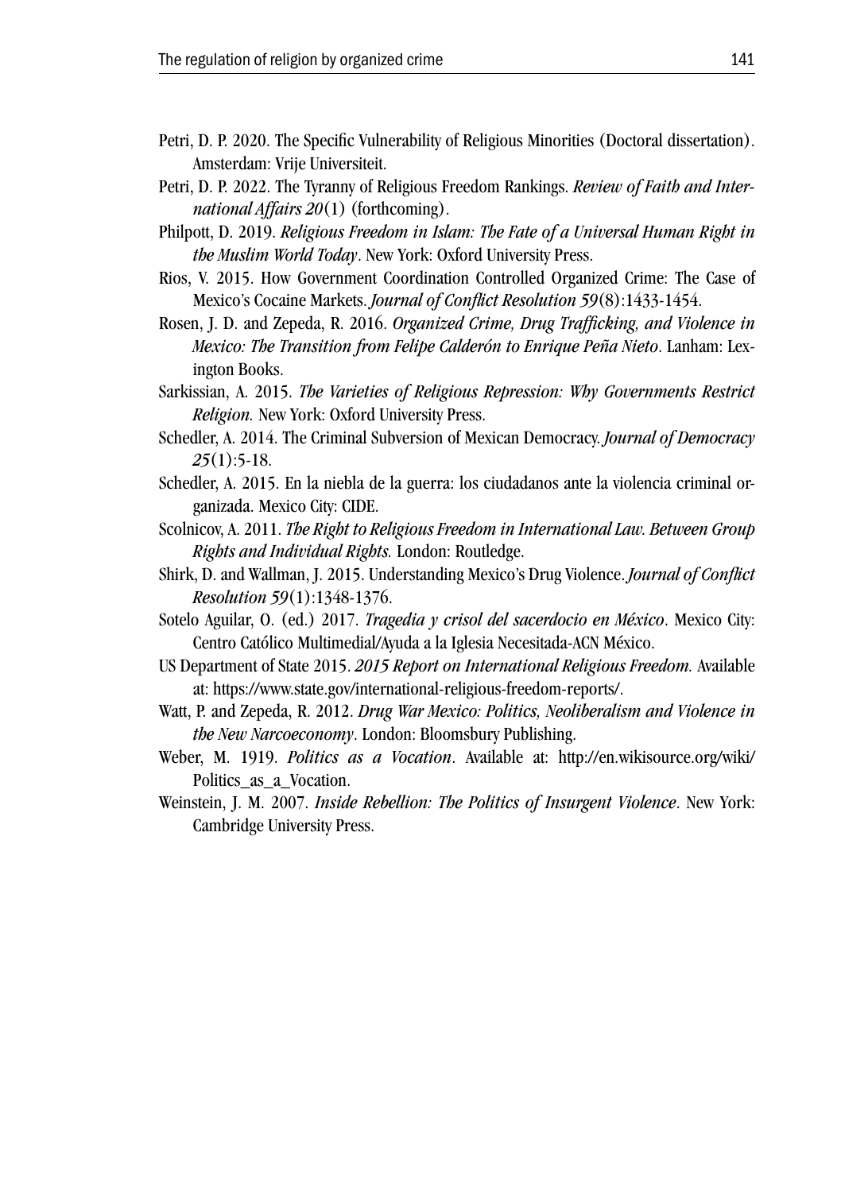Petri, D. P. 2020. The Specific Vulnerability of Religious Minorities (Doctoral dissertation). Amsterdam: Vrije Universiteit.

Petri, D. P. 2022. The Tyranny of Religious Freedom Rankings. *Review of Faith and International Affairs 20*(1) (forthcoming).

Philpott, D. 2019. *Religious Freedom in Islam: The Fate of a Universal Human Right in the Muslim World Today*. New York: Oxford University Press.

Rios, V. 2015. How Government Coordination Controlled Organized Crime: The Case of Mexico's Cocaine Markets. *Journal of Conflict Resolution 59*(8):1433-1454.

Rosen, J. D. and Zepeda, R. 2016. *Organized Crime, Drug Trafficking, and Violence in Mexico: The Transition from Felipe Calderón to Enrique Peña Nieto*. Lanham: Lexington Books.

Sarkissian, A. 2015. *The Varieties of Religious Repression: Why Governments Restrict Religion.* New York: Oxford University Press.

Schedler, A. 2014. The Criminal Subversion of Mexican Democracy. *Journal of Democracy 25*(1):5-18.

Schedler, A. 2015. En la niebla de la guerra: los ciudadanos ante la violencia criminal organizada. Mexico City: CIDE.

Scolnicov, A. 2011. *The Right to Religious Freedom in International Law. Between Group Rights and Individual Rights.* London: Routledge.

Shirk, D. and Wallman, J. 2015. Understanding Mexico's Drug Violence. *Journal of Conflict Resolution 59*(1):1348-1376.

Sotelo Aguilar, O. (ed.) 2017. *Tragedia y crisol del sacerdocio en México*. Mexico City: Centro Católico Multimedial/Ayuda a la Iglesia Necesitada-ACN México.

US Department of State 2015. *2015 Report on International Religious Freedom.* Available at: https://www.state.gov/international-religious-freedom-reports/.

Watt, P. and Zepeda, R. 2012. *Drug War Mexico: Politics, Neoliberalism and Violence in the New Narcoeconomy*. London: Bloomsbury Publishing.

Weber, M. 1919. *Politics as a Vocation*. Available at: http://en.wikisource.org/wiki/Politics_as_a_Vocation.

Weinstein, J. M. 2007. *Inside Rebellion: The Politics of Insurgent Violence*. New York: Cambridge University Press.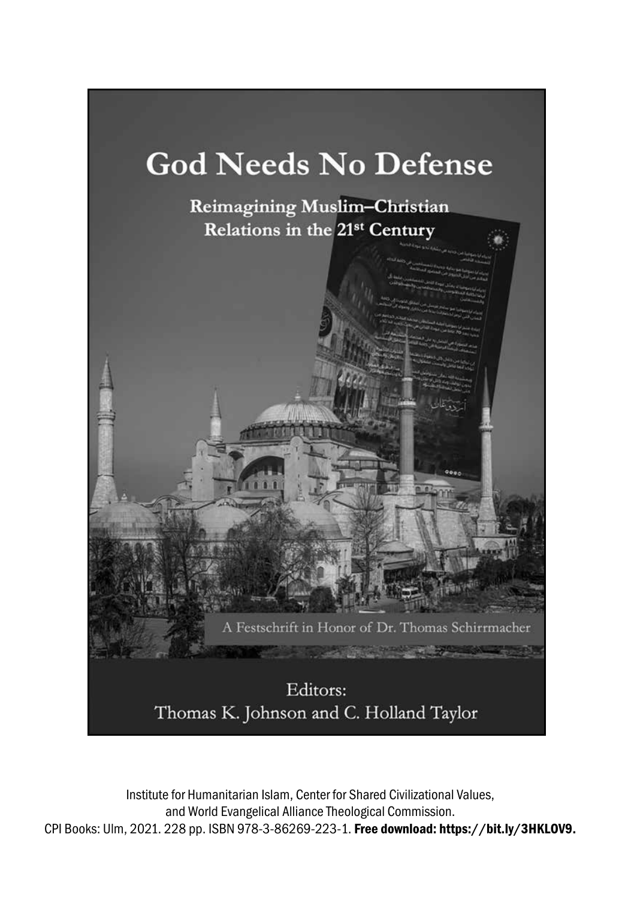# God Needs No Defense

## Reimagining Muslim–Christian Relations in the 21st Century

A Festschrift in Honor of Dr. Thomas Schirrmacher

Editors:
Thomas K. Johnson and C. Holland Taylor

Institute for Humanitarian Islam, Center for Shared Civilizational Values, and World Evangelical Alliance Theological Commission.
CPI Books: Ulm, 2021. 228 pp. ISBN 978-3-86269-223-1. **Free download: https://bit.ly/3HKLOV9.**